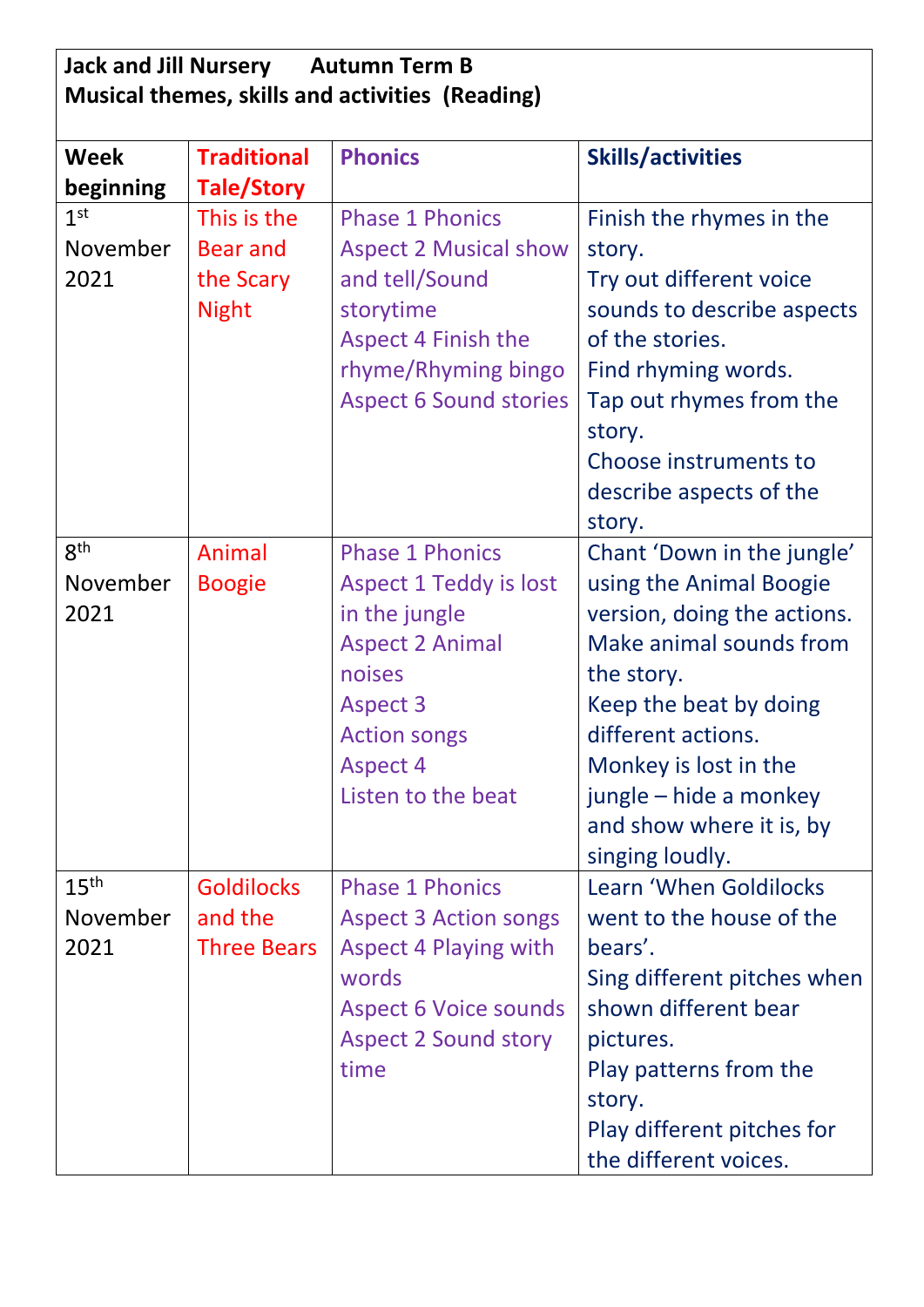**Jack and Jill Nursery      Autumn Term B**
**Musical themes, skills and activities  (Reading)**

| Week beginning | Traditional Tale/Story | Phonics | Skills/activities |
|---|---|---|---|
| 1st November 2021 | This is the Bear and the Scary Night | Phase 1 Phonics<br>Aspect 2 Musical show and tell/Sound storytime<br>Aspect 4 Finish the rhyme/Rhyming bingo<br>Aspect 6 Sound stories | Finish the rhymes in the story.<br>Try out different voice sounds to describe aspects of the stories.<br>Find rhyming words.<br>Tap out rhymes from the story.<br>Choose instruments to describe aspects of the story. |
| 8th November 2021 | Animal Boogie | Phase 1 Phonics<br>Aspect 1 Teddy is lost in the jungle<br>Aspect 2 Animal noises<br>Aspect 3<br>Action songs<br>Aspect 4<br>Listen to the beat | Chant 'Down in the jungle' using the Animal Boogie version, doing the actions.<br>Make animal sounds from the story.<br>Keep the beat by doing different actions.<br>Monkey is lost in the jungle – hide a monkey and show where it is, by singing loudly. |
| 15th November 2021 | Goldilocks and the Three Bears | Phase 1 Phonics<br>Aspect 3 Action songs<br>Aspect 4 Playing with words<br>Aspect 6 Voice sounds<br>Aspect 2 Sound story time | Learn 'When Goldilocks went to the house of the bears'.<br>Sing different pitches when shown different bear pictures.<br>Play patterns from the story.<br>Play different pitches for the different voices. |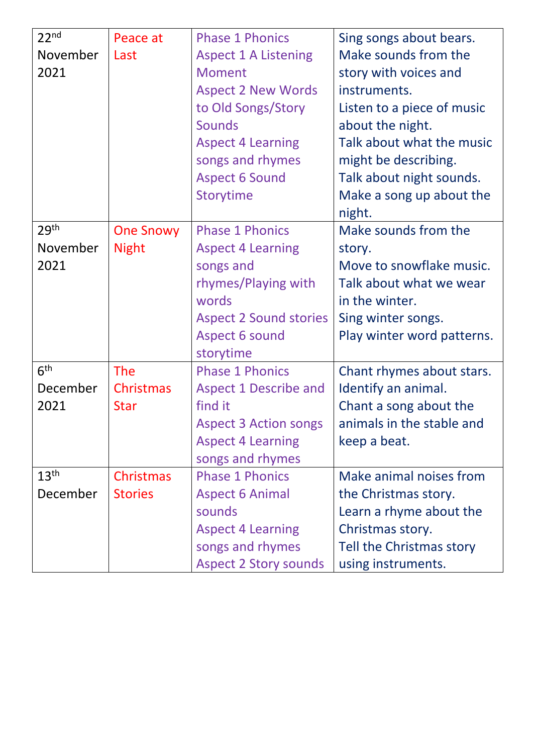| | | | |
|---|---|---|---|
| 22nd November 2021 | Peace at Last | Phase 1 Phonics<br>Aspect 1 A Listening Moment<br>Aspect 2 New Words to Old Songs/Story Sounds<br>Aspect 4 Learning songs and rhymes<br>Aspect 6 Sound Storytime | Sing songs about bears.<br>Make sounds from the story with voices and instruments.<br>Listen to a piece of music about the night.<br>Talk about what the music might be describing.<br>Talk about night sounds.<br>Make a song up about the night. |
| 29th November 2021 | One Snowy Night | Phase 1 Phonics<br>Aspect 4 Learning songs and rhymes/Playing with words<br>Aspect 2 Sound stories<br>Aspect 6 sound storytime | Make sounds from the story.<br>Move to snowflake music.<br>Talk about what we wear in the winter.<br>Sing winter songs.<br>Play winter word patterns. |
| 6th December 2021 | The Christmas Star | Phase 1 Phonics<br>Aspect 1 Describe and find it<br>Aspect 3 Action songs<br>Aspect 4 Learning songs and rhymes | Chant rhymes about stars.<br>Identify an animal.<br>Chant a song about the animals in the stable and keep a beat. |
| 13th December | Christmas Stories | Phase 1 Phonics<br>Aspect 6 Animal sounds<br>Aspect 4 Learning songs and rhymes<br>Aspect 2 Story sounds | Make animal noises from the Christmas story.<br>Learn a rhyme about the Christmas story.<br>Tell the Christmas story using instruments. |